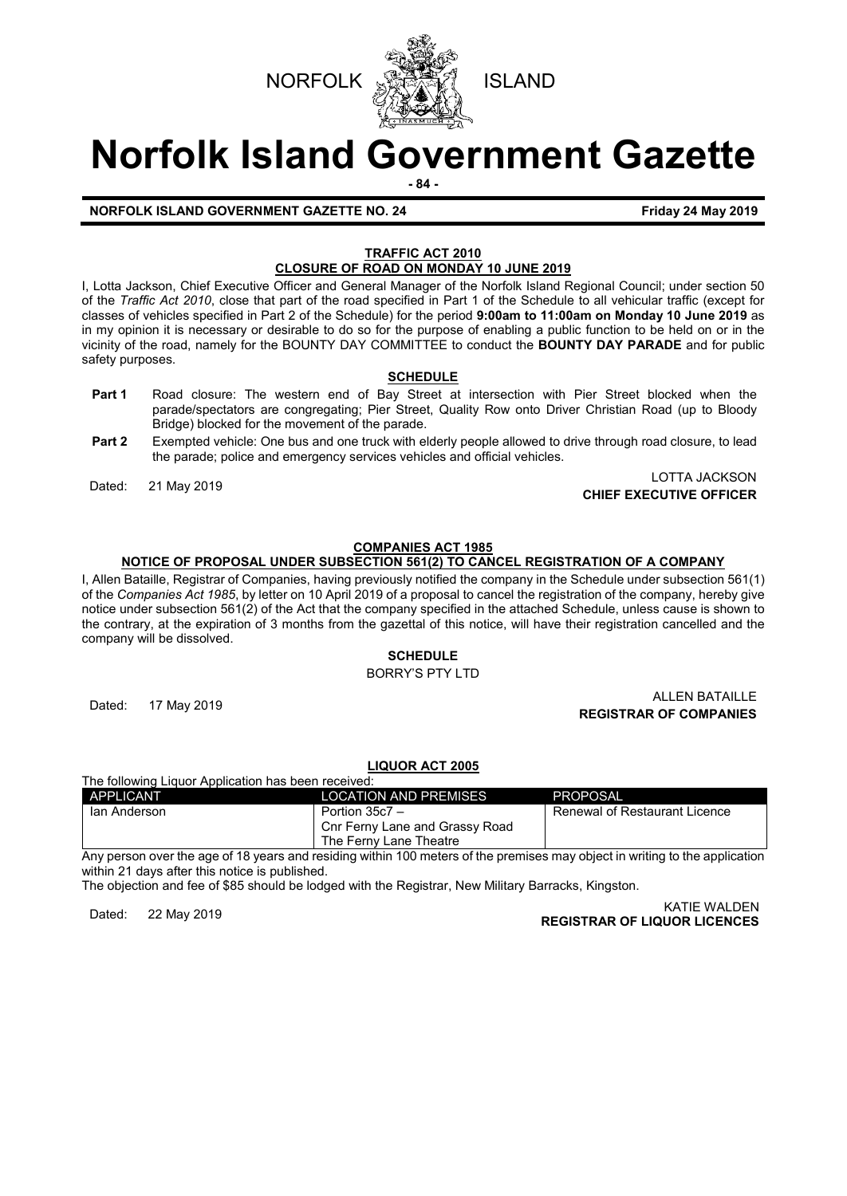NORFOLK ISLAND

# Norfolk Island Government Gazette

**NORFOLK ISLAND GOVERNMENT GAZETTE NO. 24** **Friday 24 May 2019**

## TRAFFIC ACT 2010
## CLOSURE OF ROAD ON MONDAY 10 JUNE 2019

I, Lotta Jackson, Chief Executive Officer and General Manager of the Norfolk Island Regional Council; under section 50 of the *Traffic Act 2010*, close that part of the road specified in Part 1 of the Schedule to all vehicular traffic (except for classes of vehicles specified in Part 2 of the Schedule) for the period **9:00am to 11:00am on Monday 10 June 2019** as in my opinion it is necessary or desirable to do so for the purpose of enabling a public function to be held on or in the vicinity of the road, namely for the BOUNTY DAY COMMITTEE to conduct the **BOUNTY DAY PARADE** and for public safety purposes.

### SCHEDULE

**Part 1** Road closure: The western end of Bay Street at intersection with Pier Street blocked when the parade/spectators are congregating; Pier Street, Quality Row onto Driver Christian Road (up to Bloody Bridge) blocked for the movement of the parade.

**Part 2** Exempted vehicle: One bus and one truck with elderly people allowed to drive through road closure, to lead the parade; police and emergency services vehicles and official vehicles.

Dated: 21 May 2019

LOTTA JACKSON
**CHIEF EXECUTIVE OFFICER**

## COMPANIES ACT 1985
## NOTICE OF PROPOSAL UNDER SUBSECTION 561(2) TO CANCEL REGISTRATION OF A COMPANY

I, Allen Bataille, Registrar of Companies, having previously notified the company in the Schedule under subsection 561(1) of the *Companies Act 1985*, by letter on 10 April 2019 of a proposal to cancel the registration of the company, hereby give notice under subsection 561(2) of the Act that the company specified in the attached Schedule, unless cause is shown to the contrary, at the expiration of 3 months from the gazettal of this notice, will have their registration cancelled and the company will be dissolved.

### SCHEDULE

BORRY'S PTY LTD

Dated: 17 May 2019

ALLEN BATAILLE
**REGISTRAR OF COMPANIES**

## LIQUOR ACT 2005

The following Liquor Application has been received:

| APPLICANT | LOCATION AND PREMISES | PROPOSAL |
|---|---|---|
| Ian Anderson | Portion 35c7 – Cnr Ferny Lane and Grassy Road The Ferny Lane Theatre | Renewal of Restaurant Licence |

Any person over the age of 18 years and residing within 100 meters of the premises may object in writing to the application within 21 days after this notice is published.

The objection and fee of $85 should be lodged with the Registrar, New Military Barracks, Kingston.

Dated: 22 May 2019

KATIE WALDEN
**REGISTRAR OF LIQUOR LICENCES**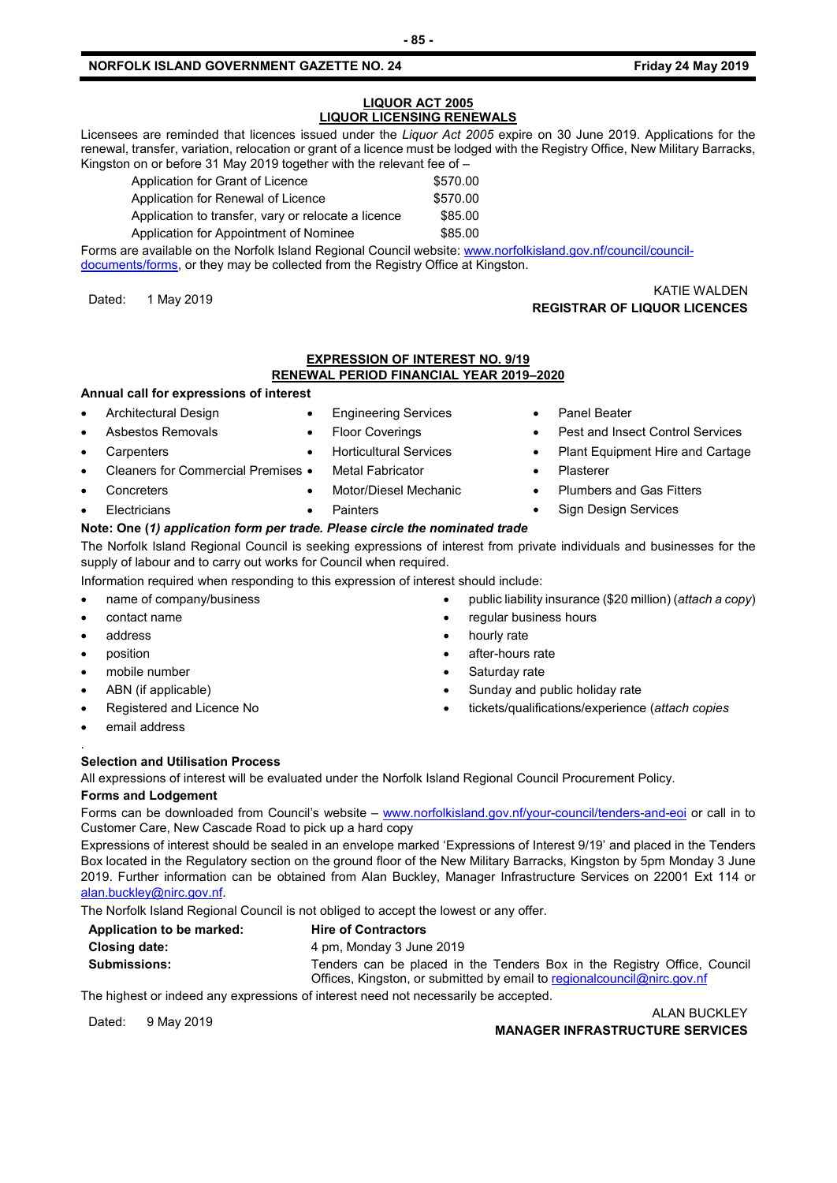## LIQUOR ACT 2005
## LIQUOR LICENSING RENEWALS

Licensees are reminded that licences issued under the *Liquor Act 2005* expire on 30 June 2019. Applications for the renewal, transfer, variation, relocation or grant of a licence must be lodged with the Registry Office, New Military Barracks, Kingston on or before 31 May 2019 together with the relevant fee of –

| | |
|---|---|
| Application for Grant of Licence | $570.00 |
| Application for Renewal of Licence | $570.00 |
| Application to transfer, vary or relocate a licence | $85.00 |
| Application for Appointment of Nominee | $85.00 |

Forms are available on the Norfolk Island Regional Council website: www.norfolkisland.gov.nf/council/council-documents/forms, or they may be collected from the Registry Office at Kingston.

Dated: 1 May 2019

KATIE WALDEN
**REGISTRAR OF LIQUOR LICENCES**

## EXPRESSION OF INTEREST NO. 9/19
## RENEWAL PERIOD FINANCIAL YEAR 2019–2020

**Annual call for expressions of interest**

- Architectural Design
- Asbestos Removals
- Carpenters
- Cleaners for Commercial Premises
- Concreters
- Electricians
- Engineering Services
- Floor Coverings
- Horticultural Services
- Metal Fabricator
- Motor/Diesel Mechanic
- Painters
- Panel Beater
- Pest and Insect Control Services
- Plant Equipment Hire and Cartage
- Plasterer
- Plumbers and Gas Fitters
- Sign Design Services

**Note: One (*1) application form per trade. Please circle the nominated trade***

The Norfolk Island Regional Council is seeking expressions of interest from private individuals and businesses for the supply of labour and to carry out works for Council when required.

Information required when responding to this expression of interest should include:

- name of company/business
- contact name
- address
- position
- mobile number
- ABN (if applicable)
- Registered and Licence No
- email address
- public liability insurance ($20 million) (*attach a copy*)
- regular business hours
- hourly rate
- after-hours rate
- Saturday rate
- Sunday and public holiday rate
- tickets/qualifications/experience (*attach copies*

**Selection and Utilisation Process**

All expressions of interest will be evaluated under the Norfolk Island Regional Council Procurement Policy.

**Forms and Lodgement**

Forms can be downloaded from Council's website – www.norfolkisland.gov.nf/your-council/tenders-and-eoi or call in to Customer Care, New Cascade Road to pick up a hard copy

Expressions of interest should be sealed in an envelope marked 'Expressions of Interest 9/19' and placed in the Tenders Box located in the Regulatory section on the ground floor of the New Military Barracks, Kingston by 5pm Monday 3 June 2019. Further information can be obtained from Alan Buckley, Manager Infrastructure Services on 22001 Ext 114 or alan.buckley@nirc.gov.nf.

The Norfolk Island Regional Council is not obliged to accept the lowest or any offer.

| | |
|---|---|
| **Application to be marked:** | **Hire of Contractors** |
| **Closing date:** | 4 pm, Monday 3 June 2019 |
| **Submissions:** | Tenders can be placed in the Tenders Box in the Registry Office, Council Offices, Kingston, or submitted by email to regionalcouncil@nirc.gov.nf |

The highest or indeed any expressions of interest need not necessarily be accepted.

Dated: 9 May 2019

ALAN BUCKLEY
**MANAGER INFRASTRUCTURE SERVICES**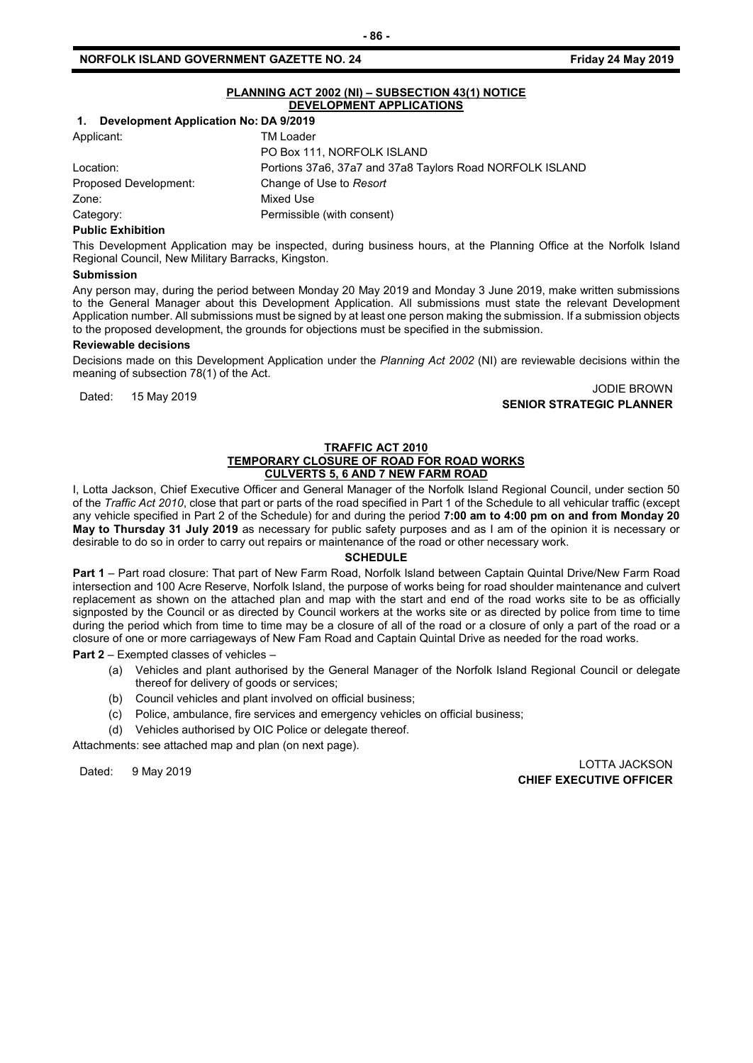## PLANNING ACT 2002 (NI) – SUBSECTION 43(1) NOTICE
## DEVELOPMENT APPLICATIONS

**1. Development Application No: DA 9/2019**

| | |
|---|---|
| Applicant: | TM Loader<br>PO Box 111, NORFOLK ISLAND |
| Location: | Portions 37a6, 37a7 and 37a8 Taylors Road NORFOLK ISLAND |
| Proposed Development: | Change of Use to *Resort* |
| Zone: | Mixed Use |
| Category: | Permissible (with consent) |

**Public Exhibition**

This Development Application may be inspected, during business hours, at the Planning Office at the Norfolk Island Regional Council, New Military Barracks, Kingston.

**Submission**

Any person may, during the period between Monday 20 May 2019 and Monday 3 June 2019, make written submissions to the General Manager about this Development Application. All submissions must state the relevant Development Application number. All submissions must be signed by at least one person making the submission. If a submission objects to the proposed development, the grounds for objections must be specified in the submission.

**Reviewable decisions**

Decisions made on this Development Application under the *Planning Act 2002* (NI) are reviewable decisions within the meaning of subsection 78(1) of the Act.

Dated: 15 May 2019

JODIE BROWN
**SENIOR STRATEGIC PLANNER**

## TRAFFIC ACT 2010
## TEMPORARY CLOSURE OF ROAD FOR ROAD WORKS
## CULVERTS 5, 6 AND 7 NEW FARM ROAD

I, Lotta Jackson, Chief Executive Officer and General Manager of the Norfolk Island Regional Council, under section 50 of the *Traffic Act 2010*, close that part or parts of the road specified in Part 1 of the Schedule to all vehicular traffic (except any vehicle specified in Part 2 of the Schedule) for and during the period **7:00 am to 4:00 pm on and from Monday 20 May to Thursday 31 July 2019** as necessary for public safety purposes and as I am of the opinion it is necessary or desirable to do so in order to carry out repairs or maintenance of the road or other necessary work.

**SCHEDULE**

**Part 1** – Part road closure: That part of New Farm Road, Norfolk Island between Captain Quintal Drive/New Farm Road intersection and 100 Acre Reserve, Norfolk Island, the purpose of works being for road shoulder maintenance and culvert replacement as shown on the attached plan and map with the start and end of the road works site to be as officially signposted by the Council or as directed by Council workers at the works site or as directed by police from time to time during the period which from time to time may be a closure of all of the road or a closure of only a part of the road or a closure of one or more carriageways of New Fam Road and Captain Quintal Drive as needed for the road works.

**Part 2** – Exempted classes of vehicles –

(a) Vehicles and plant authorised by the General Manager of the Norfolk Island Regional Council or delegate thereof for delivery of goods or services;

(b) Council vehicles and plant involved on official business;

(c) Police, ambulance, fire services and emergency vehicles on official business;

(d) Vehicles authorised by OIC Police or delegate thereof.

Attachments: see attached map and plan (on next page).

Dated: 9 May 2019

LOTTA JACKSON
**CHIEF EXECUTIVE OFFICER**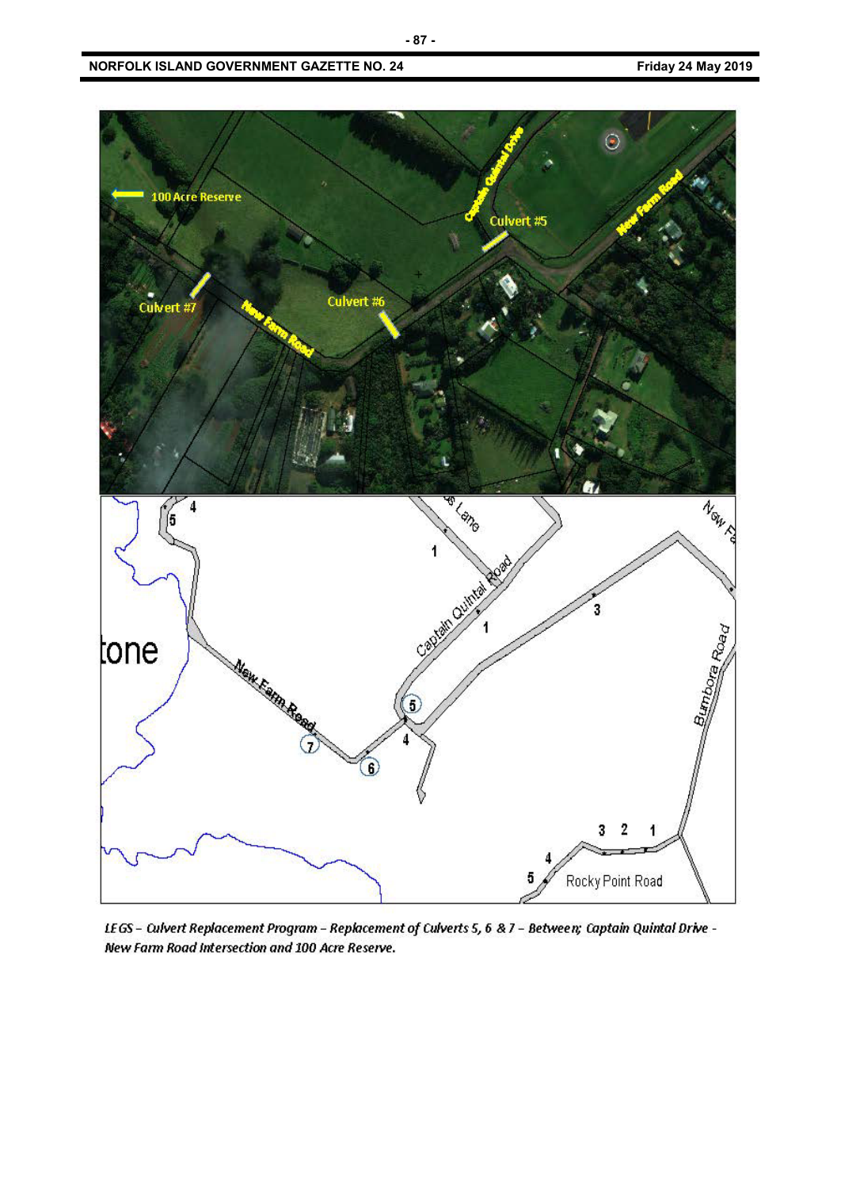*LEGS – Culvert Replacement Program – Replacement of Culverts 5, 6 & 7 – Between; Captain Quintal Drive - New Farm Road Intersection and 100 Acre Reserve.*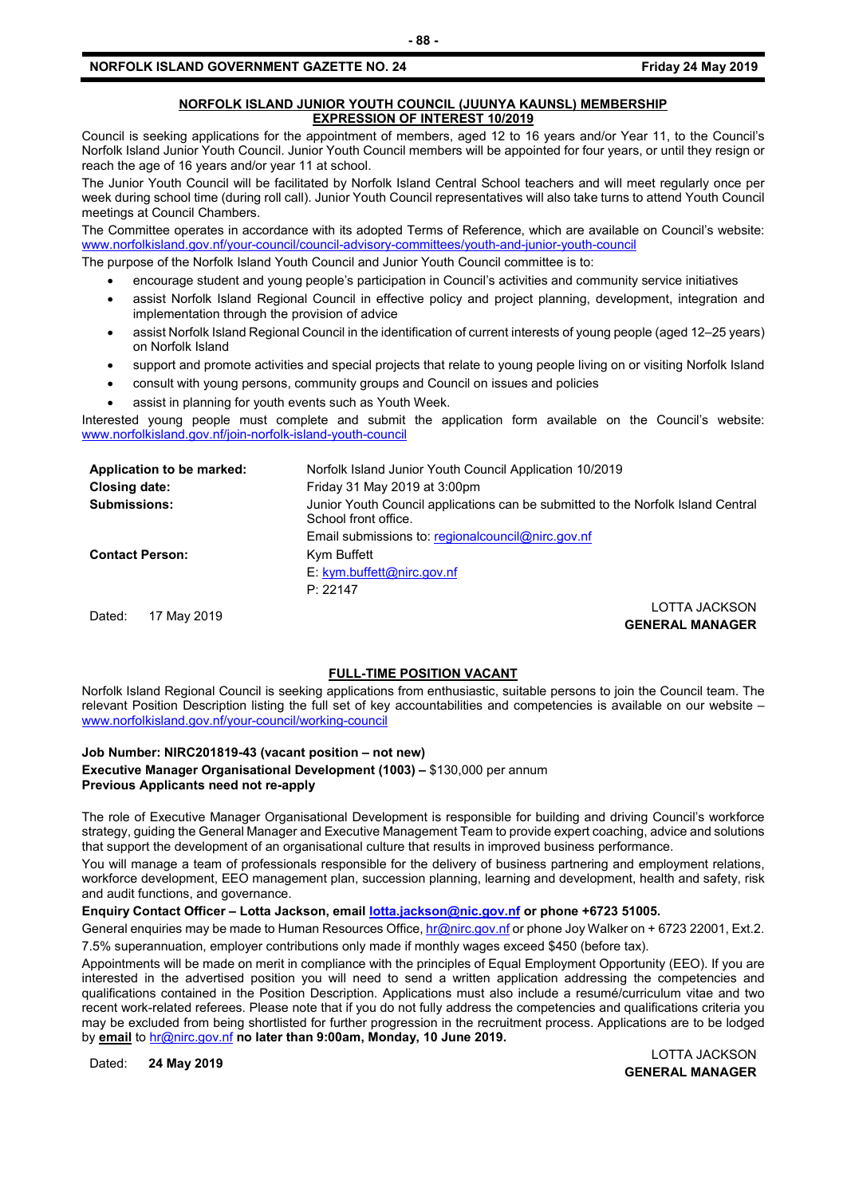## NORFOLK ISLAND JUNIOR YOUTH COUNCIL (JUUNYA KAUNSL) MEMBERSHIP EXPRESSION OF INTEREST 10/2019

Council is seeking applications for the appointment of members, aged 12 to 16 years and/or Year 11, to the Council's Norfolk Island Junior Youth Council. Junior Youth Council members will be appointed for four years, or until they resign or reach the age of 16 years and/or year 11 at school.

The Junior Youth Council will be facilitated by Norfolk Island Central School teachers and will meet regularly once per week during school time (during roll call). Junior Youth Council representatives will also take turns to attend Youth Council meetings at Council Chambers.

The Committee operates in accordance with its adopted Terms of Reference, which are available on Council's website: www.norfolkisland.gov.nf/your-council/council-advisory-committees/youth-and-junior-youth-council

The purpose of the Norfolk Island Youth Council and Junior Youth Council committee is to:

- encourage student and young people's participation in Council's activities and community service initiatives
- assist Norfolk Island Regional Council in effective policy and project planning, development, integration and implementation through the provision of advice
- assist Norfolk Island Regional Council in the identification of current interests of young people (aged 12–25 years) on Norfolk Island
- support and promote activities and special projects that relate to young people living on or visiting Norfolk Island
- consult with young persons, community groups and Council on issues and policies
- assist in planning for youth events such as Youth Week.

Interested young people must complete and submit the application form available on the Council's website: www.norfolkisland.gov.nf/join-norfolk-island-youth-council

| | |
|---|---|
| **Application to be marked:** | Norfolk Island Junior Youth Council Application 10/2019 |
| **Closing date:** | Friday 31 May 2019 at 3:00pm |
| **Submissions:** | Junior Youth Council applications can be submitted to the Norfolk Island Central School front office. |
| | Email submissions to: regionalcouncil@nirc.gov.nf |
| **Contact Person:** | Kym Buffett |
| | E: kym.buffett@nirc.gov.nf |
| | P: 22147 |

Dated: 17 May 2019

LOTTA JACKSON
**GENERAL MANAGER**

## FULL-TIME POSITION VACANT

Norfolk Island Regional Council is seeking applications from enthusiastic, suitable persons to join the Council team. The relevant Position Description listing the full set of key accountabilities and competencies is available on our website – www.norfolkisland.gov.nf/your-council/working-council

**Job Number: NIRC201819-43 (vacant position – not new)**
**Executive Manager Organisational Development (1003) –** $130,000 per annum
**Previous Applicants need not re-apply**

The role of Executive Manager Organisational Development is responsible for building and driving Council's workforce strategy, guiding the General Manager and Executive Management Team to provide expert coaching, advice and solutions that support the development of an organisational culture that results in improved business performance.

You will manage a team of professionals responsible for the delivery of business partnering and employment relations, workforce development, EEO management plan, succession planning, learning and development, health and safety, risk and audit functions, and governance.

**Enquiry Contact Officer – Lotta Jackson, email lotta.jackson@nic.gov.nf or phone +6723 51005.**

General enquiries may be made to Human Resources Office, hr@nirc.gov.nf or phone Joy Walker on + 6723 22001, Ext.2.

7.5% superannuation, employer contributions only made if monthly wages exceed $450 (before tax).

Appointments will be made on merit in compliance with the principles of Equal Employment Opportunity (EEO). If you are interested in the advertised position you will need to send a written application addressing the competencies and qualifications contained in the Position Description. Applications must also include a resumé/curriculum vitae and two recent work-related referees. Please note that if you do not fully address the competencies and qualifications criteria you may be excluded from being shortlisted for further progression in the recruitment process. Applications are to be lodged by **email** to hr@nirc.gov.nf **no later than 9:00am, Monday, 10 June 2019.**

Dated: **24 May 2019**

LOTTA JACKSON
**GENERAL MANAGER**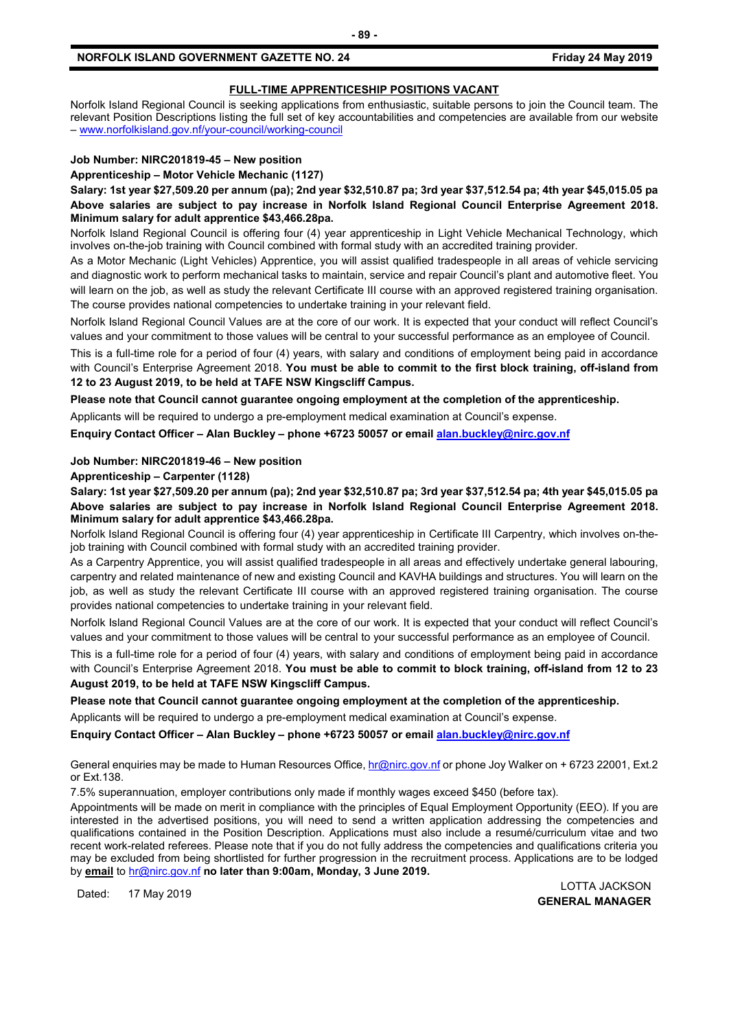## FULL-TIME APPRENTICESHIP POSITIONS VACANT

Norfolk Island Regional Council is seeking applications from enthusiastic, suitable persons to join the Council team. The relevant Position Descriptions listing the full set of key accountabilities and competencies are available from our website – www.norfolkisland.gov.nf/your-council/working-council

**Job Number: NIRC201819-45 – New position**

**Apprenticeship – Motor Vehicle Mechanic (1127)**

**Salary: 1st year $27,509.20 per annum (pa); 2nd year $32,510.87 pa; 3rd year $37,512.54 pa; 4th year $45,015.05 pa Above salaries are subject to pay increase in Norfolk Island Regional Council Enterprise Agreement 2018. Minimum salary for adult apprentice $43,466.28pa.**

Norfolk Island Regional Council is offering four (4) year apprenticeship in Light Vehicle Mechanical Technology, which involves on-the-job training with Council combined with formal study with an accredited training provider.

As a Motor Mechanic (Light Vehicles) Apprentice, you will assist qualified tradespeople in all areas of vehicle servicing and diagnostic work to perform mechanical tasks to maintain, service and repair Council's plant and automotive fleet. You will learn on the job, as well as study the relevant Certificate III course with an approved registered training organisation. The course provides national competencies to undertake training in your relevant field.

Norfolk Island Regional Council Values are at the core of our work. It is expected that your conduct will reflect Council's values and your commitment to those values will be central to your successful performance as an employee of Council.

This is a full-time role for a period of four (4) years, with salary and conditions of employment being paid in accordance with Council's Enterprise Agreement 2018. **You must be able to commit to the first block training, off-island from 12 to 23 August 2019, to be held at TAFE NSW Kingscliff Campus.**

**Please note that Council cannot guarantee ongoing employment at the completion of the apprenticeship.**

Applicants will be required to undergo a pre-employment medical examination at Council's expense.

**Enquiry Contact Officer – Alan Buckley – phone +6723 50057 or email alan.buckley@nirc.gov.nf**

**Job Number: NIRC201819-46 – New position**

**Apprenticeship – Carpenter (1128)**

**Salary: 1st year $27,509.20 per annum (pa); 2nd year $32,510.87 pa; 3rd year $37,512.54 pa; 4th year $45,015.05 pa Above salaries are subject to pay increase in Norfolk Island Regional Council Enterprise Agreement 2018. Minimum salary for adult apprentice $43,466.28pa.**

Norfolk Island Regional Council is offering four (4) year apprenticeship in Certificate III Carpentry, which involves on-the-job training with Council combined with formal study with an accredited training provider.

As a Carpentry Apprentice, you will assist qualified tradespeople in all areas and effectively undertake general labouring, carpentry and related maintenance of new and existing Council and KAVHA buildings and structures. You will learn on the job, as well as study the relevant Certificate III course with an approved registered training organisation. The course provides national competencies to undertake training in your relevant field.

Norfolk Island Regional Council Values are at the core of our work. It is expected that your conduct will reflect Council's values and your commitment to those values will be central to your successful performance as an employee of Council.

This is a full-time role for a period of four (4) years, with salary and conditions of employment being paid in accordance with Council's Enterprise Agreement 2018. **You must be able to commit to block training, off-island from 12 to 23 August 2019, to be held at TAFE NSW Kingscliff Campus.**

**Please note that Council cannot guarantee ongoing employment at the completion of the apprenticeship.**

Applicants will be required to undergo a pre-employment medical examination at Council's expense.

**Enquiry Contact Officer – Alan Buckley – phone +6723 50057 or email alan.buckley@nirc.gov.nf**

General enquiries may be made to Human Resources Office, hr@nirc.gov.nf or phone Joy Walker on + 6723 22001, Ext.2 or Ext.138.

7.5% superannuation, employer contributions only made if monthly wages exceed $450 (before tax).

Appointments will be made on merit in compliance with the principles of Equal Employment Opportunity (EEO). If you are interested in the advertised positions, you will need to send a written application addressing the competencies and qualifications contained in the Position Description. Applications must also include a resumé/curriculum vitae and two recent work-related referees. Please note that if you do not fully address the competencies and qualifications criteria you may be excluded from being shortlisted for further progression in the recruitment process. Applications are to be lodged by **email** to hr@nirc.gov.nf **no later than 9:00am, Monday, 3 June 2019.**

Dated: 17 May 2019

LOTTA JACKSON
**GENERAL MANAGER**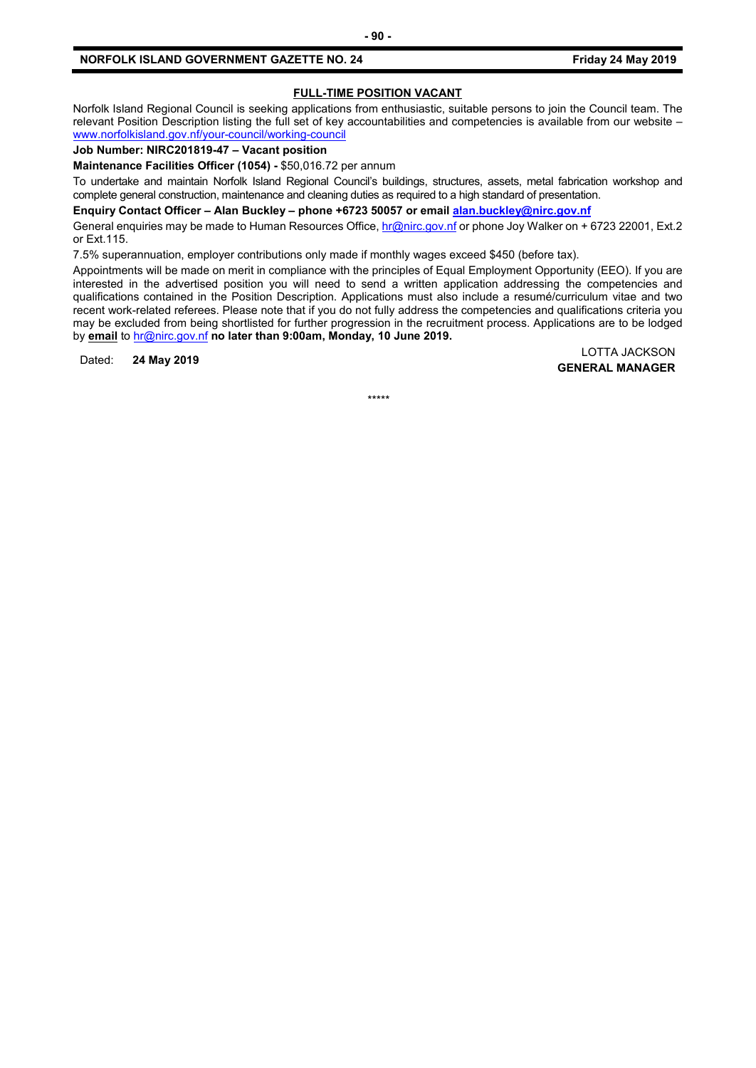## FULL-TIME POSITION VACANT

Norfolk Island Regional Council is seeking applications from enthusiastic, suitable persons to join the Council team. The relevant Position Description listing the full set of key accountabilities and competencies is available from our website – www.norfolkisland.gov.nf/your-council/working-council

**Job Number: NIRC201819-47 – Vacant position**

**Maintenance Facilities Officer (1054) -** $50,016.72 per annum

To undertake and maintain Norfolk Island Regional Council's buildings, structures, assets, metal fabrication workshop and complete general construction, maintenance and cleaning duties as required to a high standard of presentation.

**Enquiry Contact Officer – Alan Buckley – phone +6723 50057 or email alan.buckley@nirc.gov.nf**

General enquiries may be made to Human Resources Office, hr@nirc.gov.nf or phone Joy Walker on + 6723 22001, Ext.2 or Ext.115.

7.5% superannuation, employer contributions only made if monthly wages exceed $450 (before tax).

Appointments will be made on merit in compliance with the principles of Equal Employment Opportunity (EEO). If you are interested in the advertised position you will need to send a written application addressing the competencies and qualifications contained in the Position Description. Applications must also include a resumé/curriculum vitae and two recent work-related referees. Please note that if you do not fully address the competencies and qualifications criteria you may be excluded from being shortlisted for further progression in the recruitment process. Applications are to be lodged by **email** to hr@nirc.gov.nf **no later than 9:00am, Monday, 10 June 2019.**

Dated: **24 May 2019**

LOTTA JACKSON
**GENERAL MANAGER**

*****